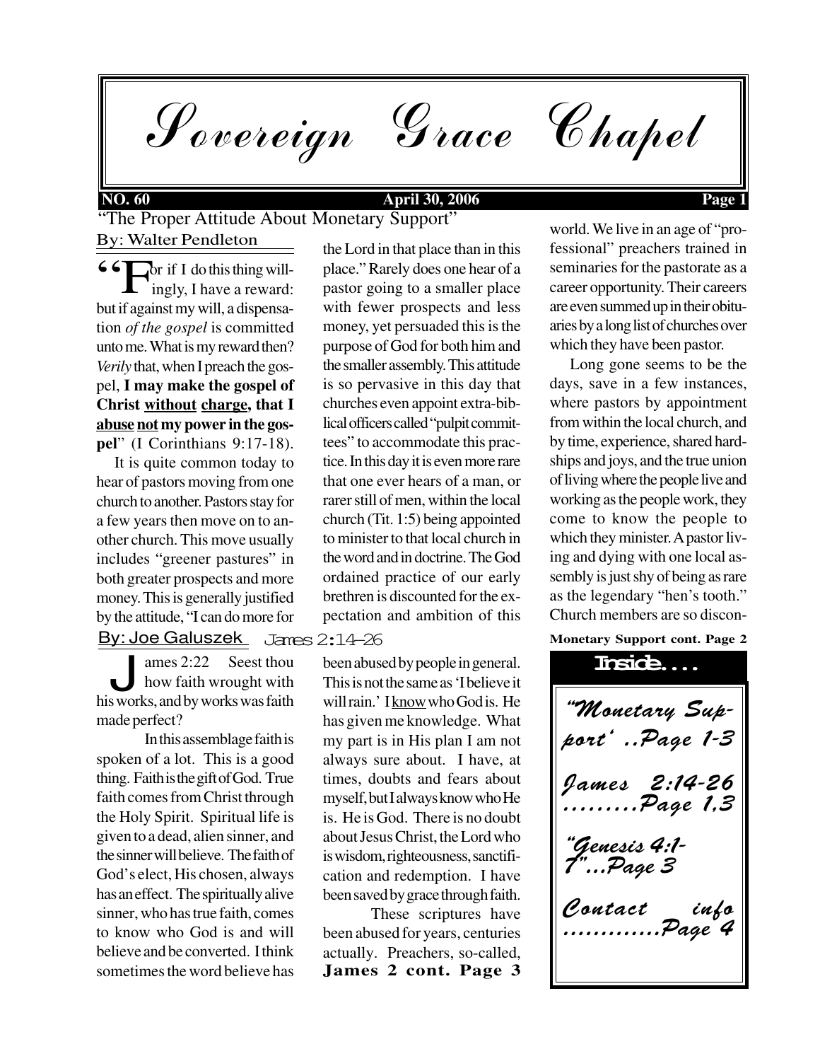# Sovereign Grace Chapel

**NO. 60** **April 30, 2006**

## "The Proper Attitude About Monetary Support"

By: Walter Pendleton

"**F**or if I do this thing willingly, I have a reward: but if against my will, a dispensation *of the gospel* is committed unto me. What is my reward then? *Verily* that, when I preach the gospel, **I may make the gospel of Christ <u>without</u> <u>charge</u>, that I <u>abuse</u> <u>not</u> my power in the gospel**" (I Corinthians 9:17-18).

It is quite common today to hear of pastors moving from one church to another. Pastors stay for a few years then move on to another church. This move usually includes "greener pastures" in both greater prospects and more money. This is generally justified by the attitude, "I can do more for the Lord in that place than in this place." Rarely does one hear of a pastor going to a smaller place with fewer prospects and less money, yet persuaded this is the purpose of God for both him and the smaller assembly. This attitude is so pervasive in this day that churches even appoint extra-biblical officers called "pulpit committees" to accommodate this practice. In this day it is even more rare that one ever hears of a man, or rarer still of men, within the local church (Tit. 1:5) being appointed to minister to that local church in the word and in doctrine. The God ordained practice of our early brethren is discounted for the expectation and ambition of this world. We live in an age of "professional" preachers trained in seminaries for the pastorate as a career opportunity. Their careers are even summed up in their obituaries by a long list of churches over which they have been pastor.

Long gone seems to be the days, save in a few instances, where pastors by appointment from within the local church, and by time, experience, shared hardships and joys, and the true union of living where the people live and working as the people work, they come to know the people to which they minister. A pastor living and dying with one local assembly is just shy of being as rare as the legendary "hen's tooth." Church members are so discon-

**Monetary Support cont. Page 2**

## James 2:14-26

By: Joe Galuszek

**J**ames 2:22 Seest thou how faith wrought with his works, and by works was faith made perfect?

In this assemblage faith is spoken of a lot. This is a good thing. Faith is the gift of God. True faith comes from Christ through the Holy Spirit. Spiritual life is given to a dead, alien sinner, and the sinner will believe. The faith of God's elect, His chosen, always has an effect. The spiritually alive sinner, who has true faith, comes to know who God is and will believe and be converted. I think sometimes the word believe has been abused by people in general. This is not the same as 'I believe it will rain.' I <u>know</u> who God is. He has given me knowledge. What my part is in His plan I am not always sure about. I have, at times, doubts and fears about myself, but I always know who He is. He is God. There is no doubt about Jesus Christ, the Lord who is wisdom, righteousness, sanctification and redemption. I have been saved by grace through faith.

These scriptures have been abused for years, centuries actually. Preachers, so-called,

**James 2 cont. Page 3**

### Inside....

*"Monetary Support' ..Page 1-3*

*James 2:14-26 .........Page 1,3*

*"Genesis 4:1-7"...Page 3*

*Contact info .............Page 4*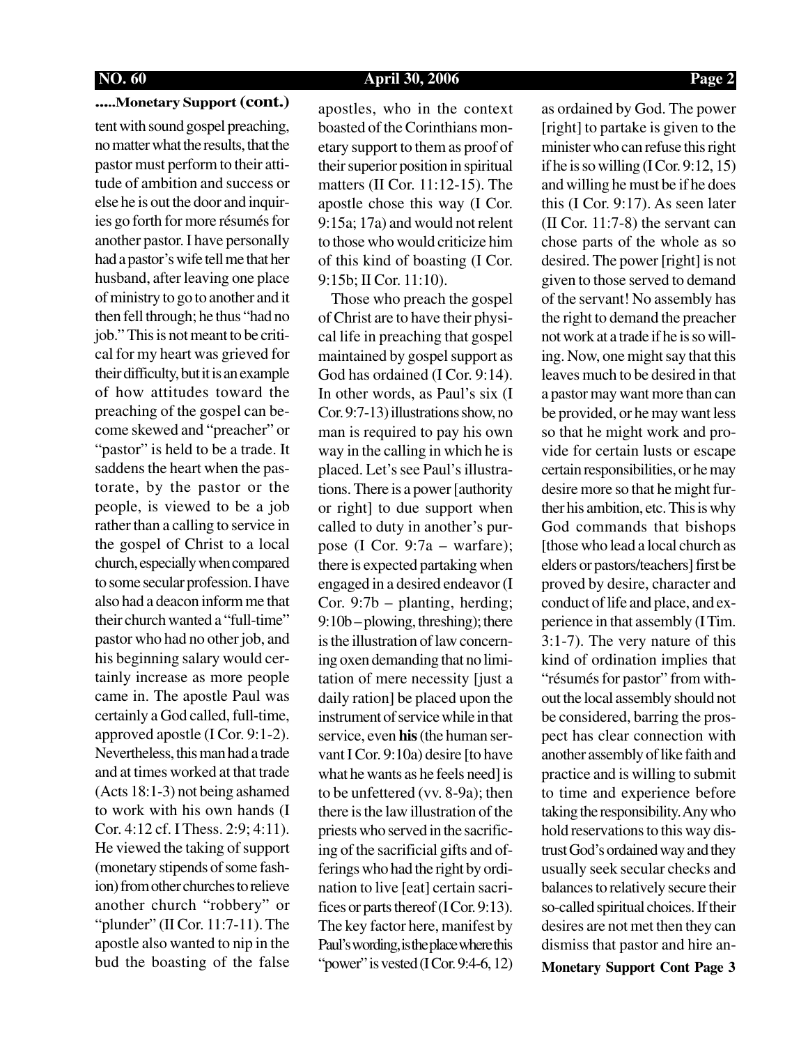**.....Monetary Support (cont.)**

tent with sound gospel preaching, no matter what the results, that the pastor must perform to their attitude of ambition and success or else he is out the door and inquiries go forth for more résumés for another pastor. I have personally had a pastor's wife tell me that her husband, after leaving one place of ministry to go to another and it then fell through; he thus "had no job." This is not meant to be critical for my heart was grieved for their difficulty, but it is an example of how attitudes toward the preaching of the gospel can become skewed and "preacher" or "pastor" is held to be a trade. It saddens the heart when the pastorate, by the pastor or the people, is viewed to be a job rather than a calling to service in the gospel of Christ to a local church, especially when compared to some secular profession. I have also had a deacon inform me that their church wanted a "full-time" pastor who had no other job, and his beginning salary would certainly increase as more people came in. The apostle Paul was certainly a God called, full-time, approved apostle (I Cor. 9:1-2). Nevertheless, this man had a trade and at times worked at that trade (Acts 18:1-3) not being ashamed to work with his own hands (I Cor. 4:12 cf. I Thess. 2:9; 4:11). He viewed the taking of support (monetary stipends of some fashion) from other churches to relieve another church "robbery" or "plunder" (II Cor. 11:7-11). The apostle also wanted to nip in the bud the boasting of the false apostles, who in the context boasted of the Corinthians monetary support to them as proof of their superior position in spiritual matters (II Cor. 11:12-15). The apostle chose this way (I Cor. 9:15a; 17a) and would not relent to those who would criticize him of this kind of boasting (I Cor. 9:15b; II Cor. 11:10).

Those who preach the gospel of Christ are to have their physical life in preaching that gospel maintained by gospel support as God has ordained (I Cor. 9:14). In other words, as Paul's six (I Cor. 9:7-13) illustrations show, no man is required to pay his own way in the calling in which he is placed. Let's see Paul's illustrations. There is a power [authority or right] to due support when called to duty in another's purpose (I Cor. 9:7a – warfare); there is expected partaking when engaged in a desired endeavor (I Cor. 9:7b – planting, herding; 9:10b – plowing, threshing); there is the illustration of law concerning oxen demanding that no limitation of mere necessity [just a daily ration] be placed upon the instrument of service while in that service, even **his** (the human servant I Cor. 9:10a) desire [to have what he wants as he feels need] is to be unfettered (vv. 8-9a); then there is the law illustration of the priests who served in the sacrificing of the sacrificial gifts and offerings who had the right by ordination to live [eat] certain sacrifices or parts thereof (I Cor. 9:13). The key factor here, manifest by Paul's wording, is the place where this "power" is vested (I Cor. 9:4-6, 12) as ordained by God. The power [right] to partake is given to the minister who can refuse this right if he is so willing (I Cor. 9:12, 15) and willing he must be if he does this (I Cor. 9:17). As seen later (II Cor. 11:7-8) the servant can chose parts of the whole as so desired. The power [right] is not given to those served to demand of the servant! No assembly has the right to demand the preacher not work at a trade if he is so willing. Now, one might say that this leaves much to be desired in that a pastor may want more than can be provided, or he may want less so that he might work and provide for certain lusts or escape certain responsibilities, or he may desire more so that he might further his ambition, etc. This is why God commands that bishops [those who lead a local church as elders or pastors/teachers] first be proved by desire, character and conduct of life and place, and experience in that assembly (I Tim. 3:1-7). The very nature of this kind of ordination implies that "résumés for pastor" from without the local assembly should not be considered, barring the prospect has clear connection with another assembly of like faith and practice and is willing to submit to time and experience before taking the responsibility. Any who hold reservations to this way distrust God's ordained way and they usually seek secular checks and balances to relatively secure their so-called spiritual choices. If their desires are not met then they can dismiss that pastor and hire an-

**Monetary Support Cont Page 3**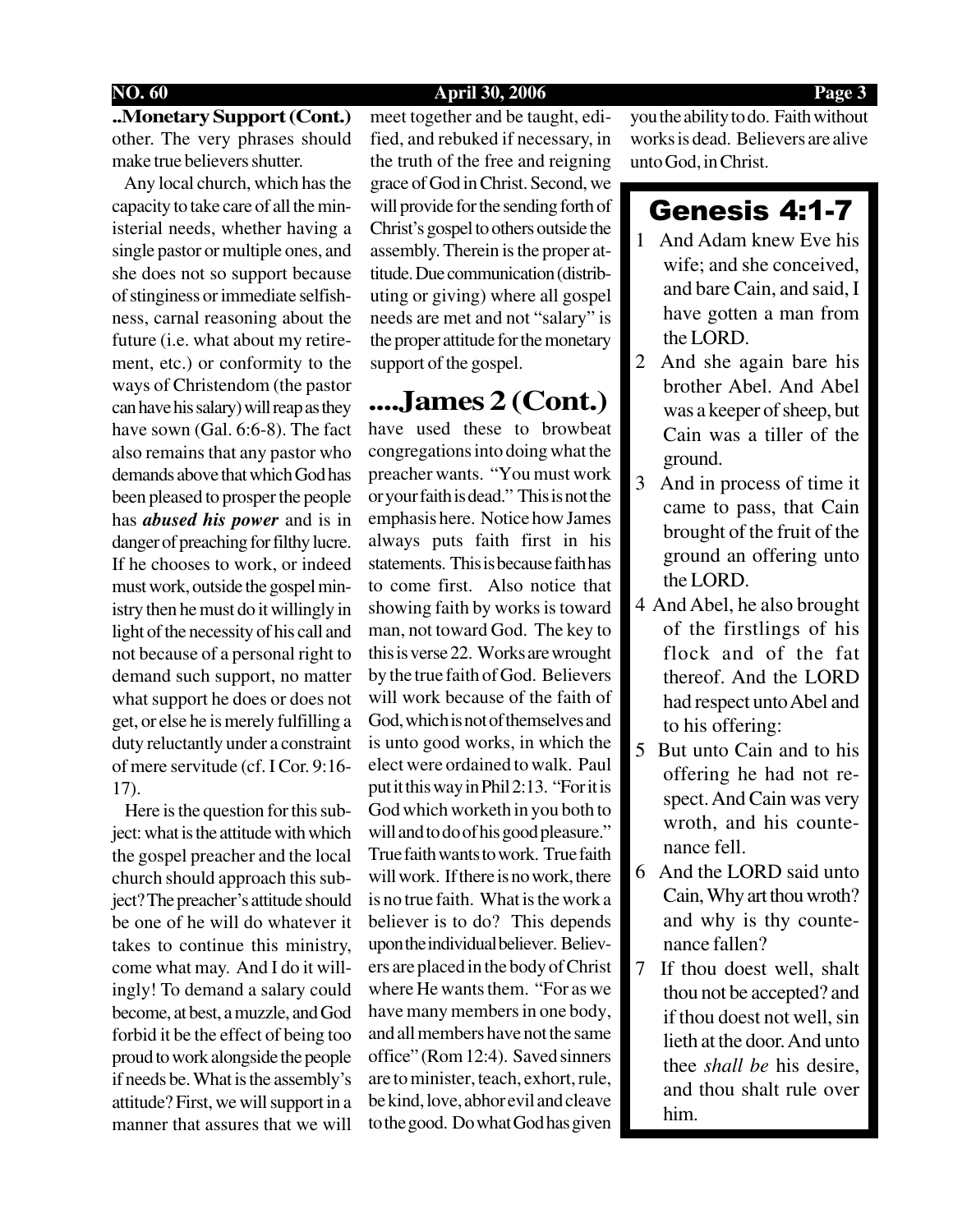## ..Monetary Support (Cont.)

other. The very phrases should make true believers shutter.

Any local church, which has the capacity to take care of all the ministerial needs, whether having a single pastor or multiple ones, and she does not so support because of stinginess or immediate selfishness, carnal reasoning about the future (i.e. what about my retirement, etc.) or conformity to the ways of Christendom (the pastor can have his salary) will reap as they have sown (Gal. 6:6-8). The fact also remains that any pastor who demands above that which God has been pleased to prosper the people has ***abused his power*** and is in danger of preaching for filthy lucre. If he chooses to work, or indeed must work, outside the gospel ministry then he must do it willingly in light of the necessity of his call and not because of a personal right to demand such support, no matter what support he does or does not get, or else he is merely fulfilling a duty reluctantly under a constraint of mere servitude (cf. I Cor. 9:16-17).

Here is the question for this subject: what is the attitude with which the gospel preacher and the local church should approach this subject? The preacher's attitude should be one of he will do whatever it takes to continue this ministry, come what may. And I do it willingly! To demand a salary could become, at best, a muzzle, and God forbid it be the effect of being too proud to work alongside the people if needs be. What is the assembly's attitude? First, we will support in a manner that assures that we will meet together and be taught, edified, and rebuked if necessary, in the truth of the free and reigning grace of God in Christ. Second, we will provide for the sending forth of Christ's gospel to others outside the assembly. Therein is the proper attitude. Due communication (distributing or giving) where all gospel needs are met and not "salary" is the proper attitude for the monetary support of the gospel.

## ....James 2 (Cont.)

have used these to browbeat congregations into doing what the preacher wants. "You must work or your faith is dead." This is not the emphasis here. Notice how James always puts faith first in his statements. This is because faith has to come first. Also notice that showing faith by works is toward man, not toward God. The key to this is verse 22. Works are wrought by the true faith of God. Believers will work because of the faith of God, which is not of themselves and is unto good works, in which the elect were ordained to walk. Paul put it this way in Phil 2:13. "For it is God which worketh in you both to will and to do of his good pleasure." True faith wants to work. True faith will work. If there is no work, there is no true faith. What is the work a believer is to do? This depends upon the individual believer. Believers are placed in the body of Christ where He wants them. "For as we have many members in one body, and all members have not the same office" (Rom 12:4). Saved sinners are to minister, teach, exhort, rule, be kind, love, abhor evil and cleave to the good. Do what God has given you the ability to do. Faith without works is dead. Believers are alive unto God, in Christ.

## Genesis 4:1-7

1 And Adam knew Eve his wife; and she conceived, and bare Cain, and said, I have gotten a man from the LORD.

2 And she again bare his brother Abel. And Abel was a keeper of sheep, but Cain was a tiller of the ground.

3 And in process of time it came to pass, that Cain brought of the fruit of the ground an offering unto the LORD.

4 And Abel, he also brought of the firstlings of his flock and of the fat thereof. And the LORD had respect unto Abel and to his offering:

5 But unto Cain and to his offering he had not respect. And Cain was very wroth, and his countenance fell.

6 And the LORD said unto Cain, Why art thou wroth? and why is thy countenance fallen?

7 If thou doest well, shalt thou not be accepted? and if thou doest not well, sin lieth at the door. And unto thee *shall be* his desire, and thou shalt rule over him.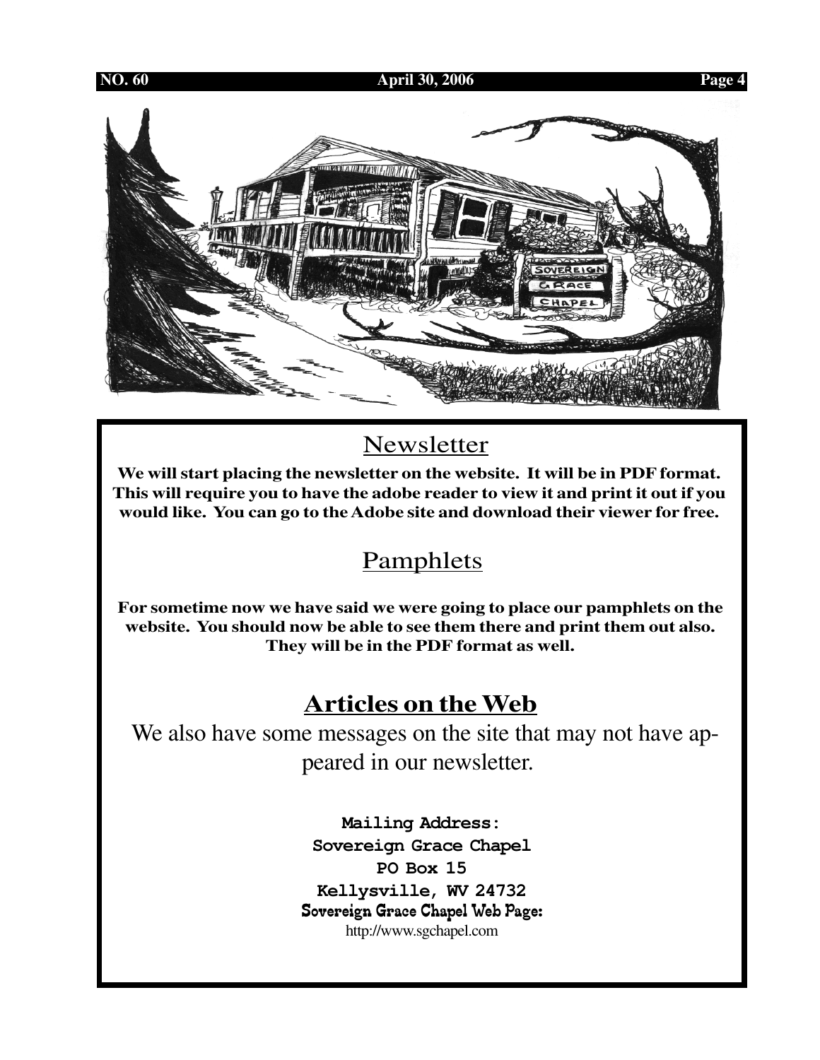## Newsletter

**We will start placing the newsletter on the website. It will be in PDF format. This will require you to have the adobe reader to view it and print it out if you would like. You can go to the Adobe site and download their viewer for free.**

## Pamphlets

**For sometime now we have said we were going to place our pamphlets on the website. You should now be able to see them there and print them out also. They will be in the PDF format as well.**

## Articles on the Web

We also have some messages on the site that may not have appeared in our newsletter.

**Mailing Address:**
**Sovereign Grace Chapel**
**PO Box 15**
**Kellysville, WV 24732**
**Sovereign Grace Chapel Web Page:**
http://www.sgchapel.com